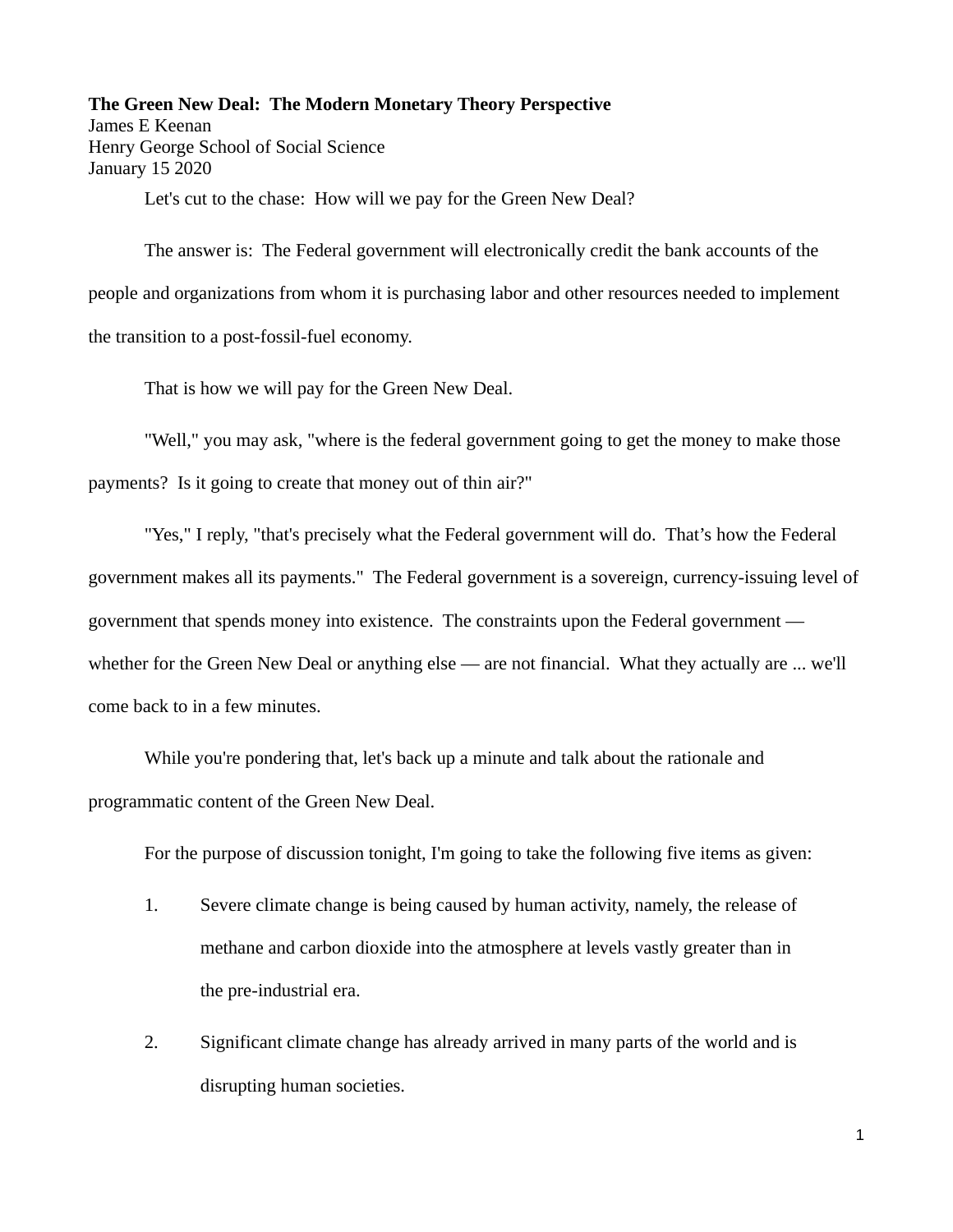**The Green New Deal: The Modern Monetary Theory Perspective**

James E Keenan

Henry George School of Social Science

January 15 2020

Let's cut to the chase: How will we pay for the Green New Deal?

The answer is: The Federal government will electronically credit the bank accounts of the people and organizations from whom it is purchasing labor and other resources needed to implement the transition to a post-fossil-fuel economy.

That is how we will pay for the Green New Deal.

"Well," you may ask, "where is the federal government going to get the money to make those payments? Is it going to create that money out of thin air?"

"Yes," I reply, "that's precisely what the Federal government will do. That's how the Federal government makes all its payments." The Federal government is a sovereign, currency-issuing level of government that spends money into existence. The constraints upon the Federal government — whether for the Green New Deal or anything else — are not financial. What they actually are ... we'll come back to in a few minutes.

While you're pondering that, let's back up a minute and talk about the rationale and programmatic content of the Green New Deal.

For the purpose of discussion tonight, I'm going to take the following five items as given:

1. Severe climate change is being caused by human activity, namely, the release of methane and carbon dioxide into the atmosphere at levels vastly greater than in the pre-industrial era.
2. Significant climate change has already arrived in many parts of the world and is disrupting human societies.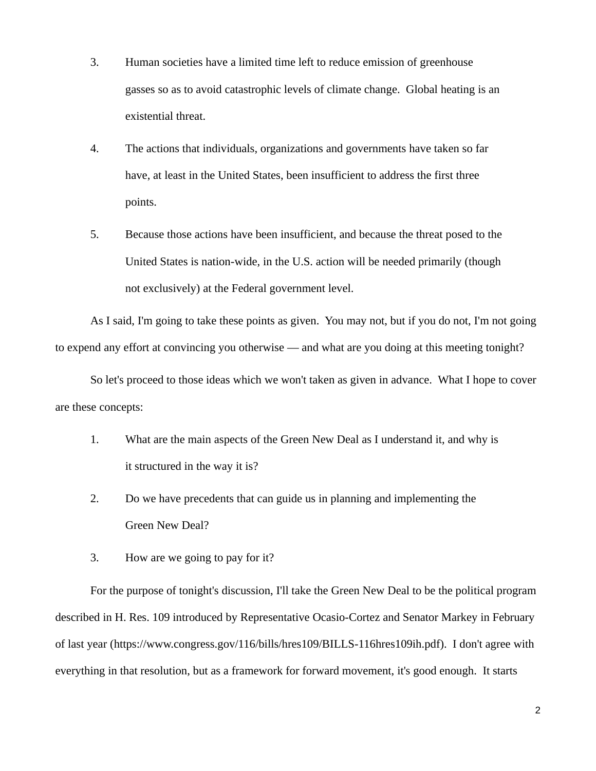3. Human societies have a limited time left to reduce emission of greenhouse gasses so as to avoid catastrophic levels of climate change. Global heating is an existential threat.

4. The actions that individuals, organizations and governments have taken so far have, at least in the United States, been insufficient to address the first three points.

5. Because those actions have been insufficient, and because the threat posed to the United States is nation-wide, in the U.S. action will be needed primarily (though not exclusively) at the Federal government level.

As I said, I'm going to take these points as given. You may not, but if you do not, I'm not going to expend any effort at convincing you otherwise — and what are you doing at this meeting tonight?

So let's proceed to those ideas which we won't taken as given in advance. What I hope to cover are these concepts:

1. What are the main aspects of the Green New Deal as I understand it, and why is it structured in the way it is?

2. Do we have precedents that can guide us in planning and implementing the Green New Deal?

3. How are we going to pay for it?

For the purpose of tonight's discussion, I'll take the Green New Deal to be the political program described in H. Res. 109 introduced by Representative Ocasio-Cortez and Senator Markey in February of last year (https://www.congress.gov/116/bills/hres109/BILLS-116hres109ih.pdf). I don't agree with everything in that resolution, but as a framework for forward movement, it's good enough. It starts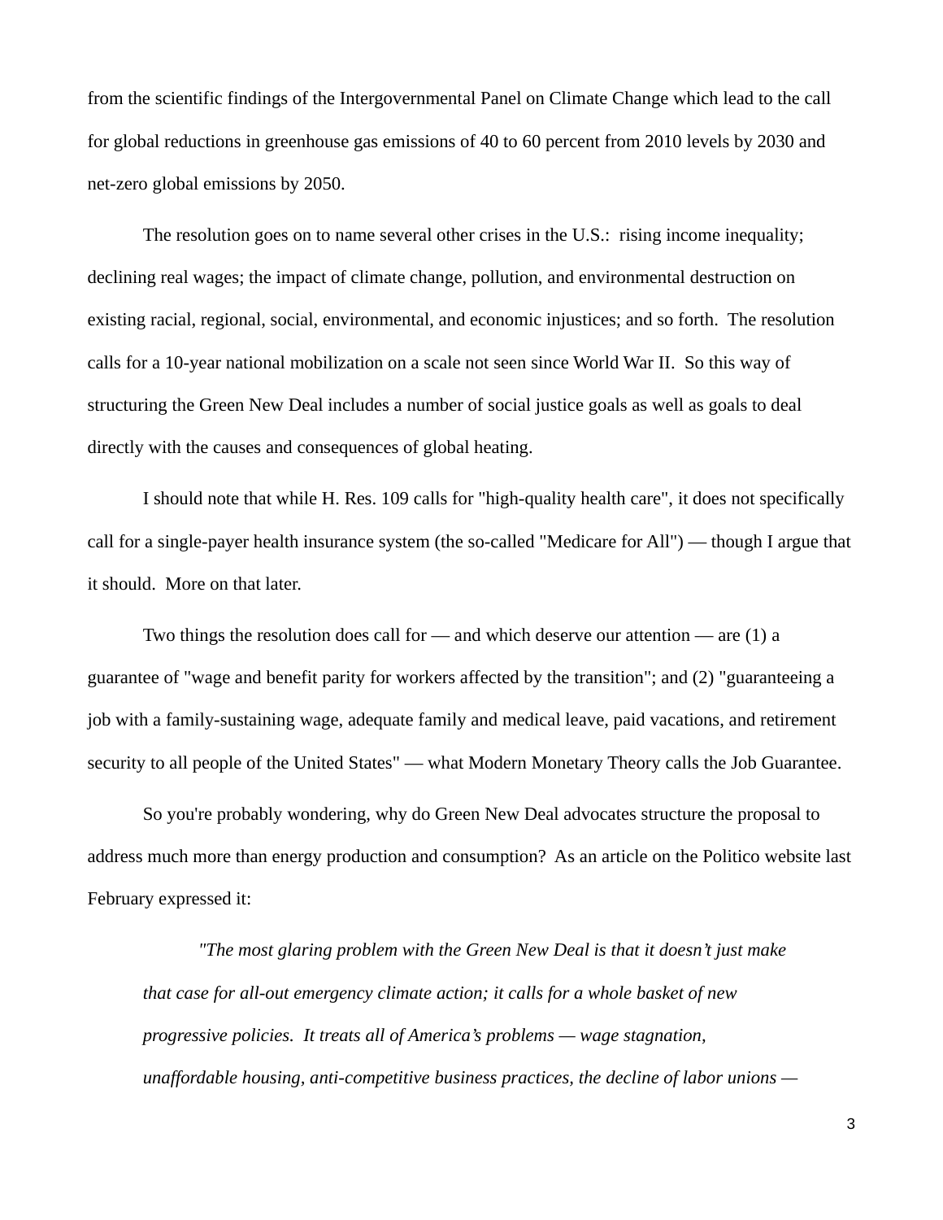from the scientific findings of the Intergovernmental Panel on Climate Change which lead to the call for global reductions in greenhouse gas emissions of 40 to 60 percent from 2010 levels by 2030 and net-zero global emissions by 2050.

The resolution goes on to name several other crises in the U.S.: rising income inequality; declining real wages; the impact of climate change, pollution, and environmental destruction on existing racial, regional, social, environmental, and economic injustices; and so forth. The resolution calls for a 10-year national mobilization on a scale not seen since World War II. So this way of structuring the Green New Deal includes a number of social justice goals as well as goals to deal directly with the causes and consequences of global heating.

I should note that while H. Res. 109 calls for "high-quality health care", it does not specifically call for a single-payer health insurance system (the so-called "Medicare for All") — though I argue that it should. More on that later.

Two things the resolution does call for — and which deserve our attention — are (1) a guarantee of "wage and benefit parity for workers affected by the transition"; and (2) "guaranteeing a job with a family-sustaining wage, adequate family and medical leave, paid vacations, and retirement security to all people of the United States" — what Modern Monetary Theory calls the Job Guarantee.

So you're probably wondering, why do Green New Deal advocates structure the proposal to address much more than energy production and consumption? As an article on the Politico website last February expressed it:

> *"The most glaring problem with the Green New Deal is that it doesn't just make that case for all-out emergency climate action; it calls for a whole basket of new progressive policies. It treats all of America's problems — wage stagnation, unaffordable housing, anti-competitive business practices, the decline of labor unions —*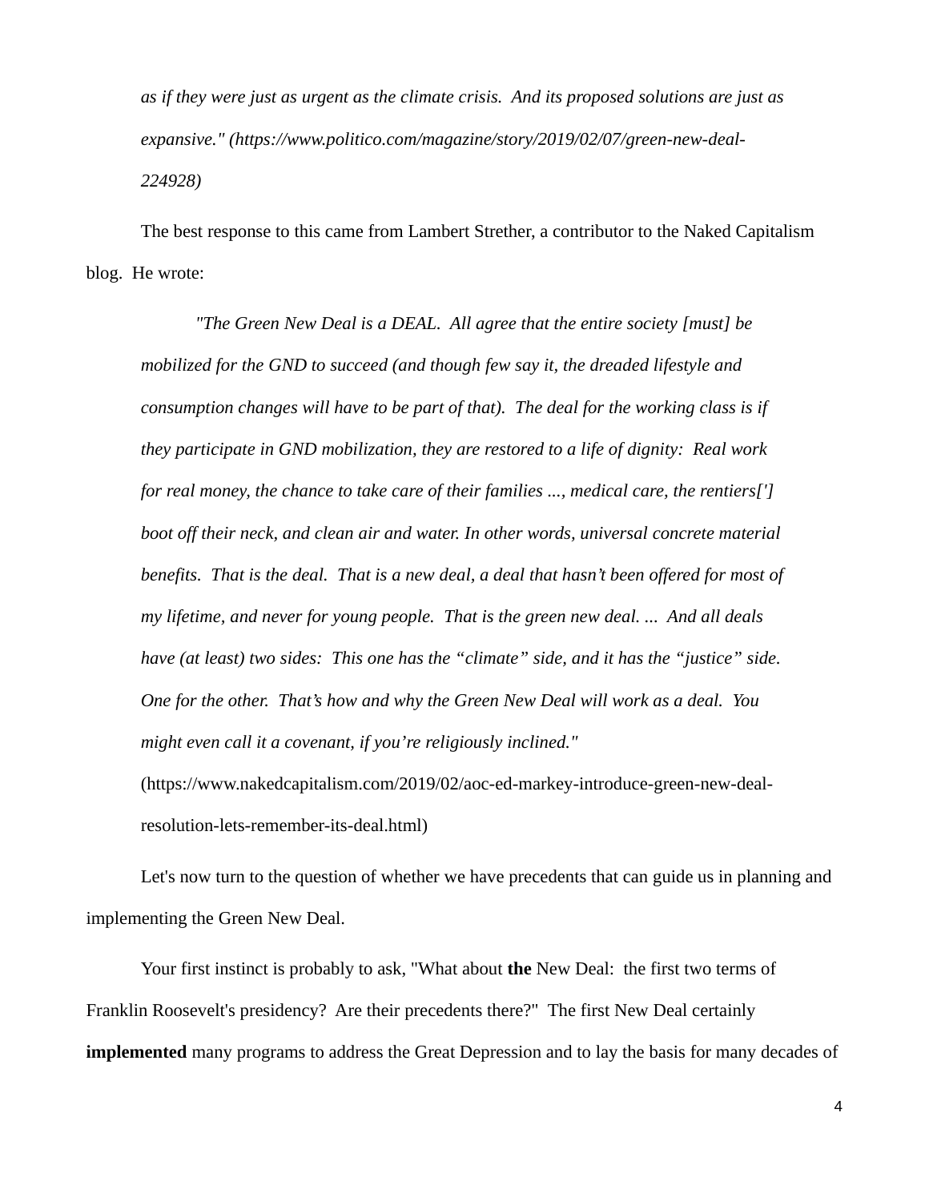*as if they were just as urgent as the climate crisis. And its proposed solutions are just as expansive." (https://www.politico.com/magazine/story/2019/02/07/green-new-deal-224928)*

The best response to this came from Lambert Strether, a contributor to the Naked Capitalism blog. He wrote:

> *"The Green New Deal is a DEAL. All agree that the entire society [must] be mobilized for the GND to succeed (and though few say it, the dreaded lifestyle and consumption changes will have to be part of that). The deal for the working class is if they participate in GND mobilization, they are restored to a life of dignity: Real work for real money, the chance to take care of their families ..., medical care, the rentiers['] boot off their neck, and clean air and water. In other words, universal concrete material benefits. That is the deal. That is a new deal, a deal that hasn't been offered for most of my lifetime, and never for young people. That is the green new deal. ... And all deals have (at least) two sides: This one has the "climate" side, and it has the "justice" side. One for the other. That's how and why the Green New Deal will work as a deal. You might even call it a covenant, if you're religiously inclined."*
> (https://www.nakedcapitalism.com/2019/02/aoc-ed-markey-introduce-green-new-deal-resolution-lets-remember-its-deal.html)

Let's now turn to the question of whether we have precedents that can guide us in planning and implementing the Green New Deal.

Your first instinct is probably to ask, "What about **the** New Deal: the first two terms of Franklin Roosevelt's presidency? Are their precedents there?" The first New Deal certainly **implemented** many programs to address the Great Depression and to lay the basis for many decades of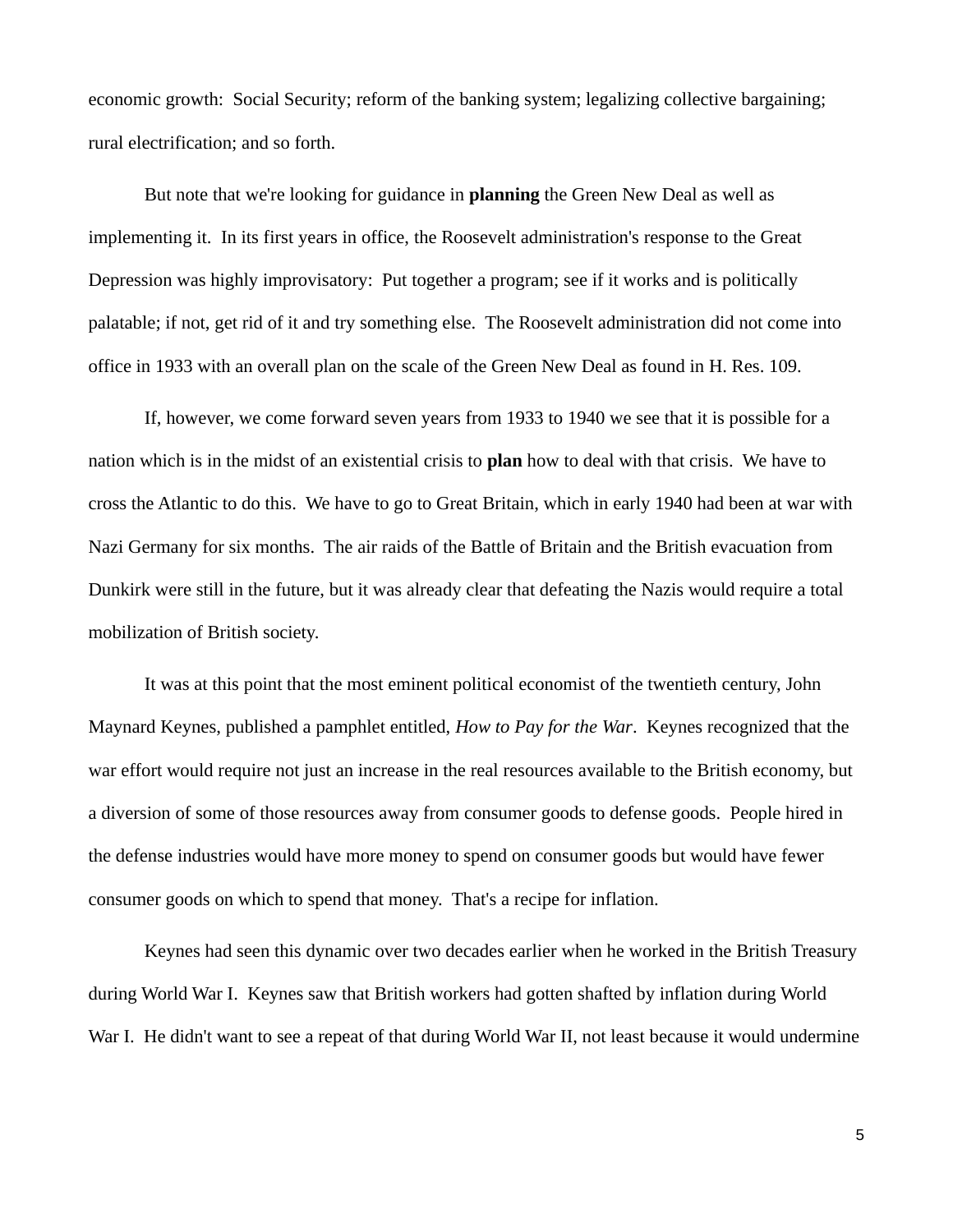economic growth:  Social Security; reform of the banking system; legalizing collective bargaining; rural electrification; and so forth.

But note that we're looking for guidance in **planning** the Green New Deal as well as implementing it.  In its first years in office, the Roosevelt administration's response to the Great Depression was highly improvisatory:  Put together a program; see if it works and is politically palatable; if not, get rid of it and try something else.  The Roosevelt administration did not come into office in 1933 with an overall plan on the scale of the Green New Deal as found in H. Res. 109.

If, however, we come forward seven years from 1933 to 1940 we see that it is possible for a nation which is in the midst of an existential crisis to **plan** how to deal with that crisis.  We have to cross the Atlantic to do this.  We have to go to Great Britain, which in early 1940 had been at war with Nazi Germany for six months.  The air raids of the Battle of Britain and the British evacuation from Dunkirk were still in the future, but it was already clear that defeating the Nazis would require a total mobilization of British society.

It was at this point that the most eminent political economist of the twentieth century, John Maynard Keynes, published a pamphlet entitled, *How to Pay for the War*.  Keynes recognized that the war effort would require not just an increase in the real resources available to the British economy, but a diversion of some of those resources away from consumer goods to defense goods.  People hired in the defense industries would have more money to spend on consumer goods but would have fewer consumer goods on which to spend that money.  That's a recipe for inflation.

Keynes had seen this dynamic over two decades earlier when he worked in the British Treasury during World War I.  Keynes saw that British workers had gotten shafted by inflation during World War I.  He didn't want to see a repeat of that during World War II, not least because it would undermine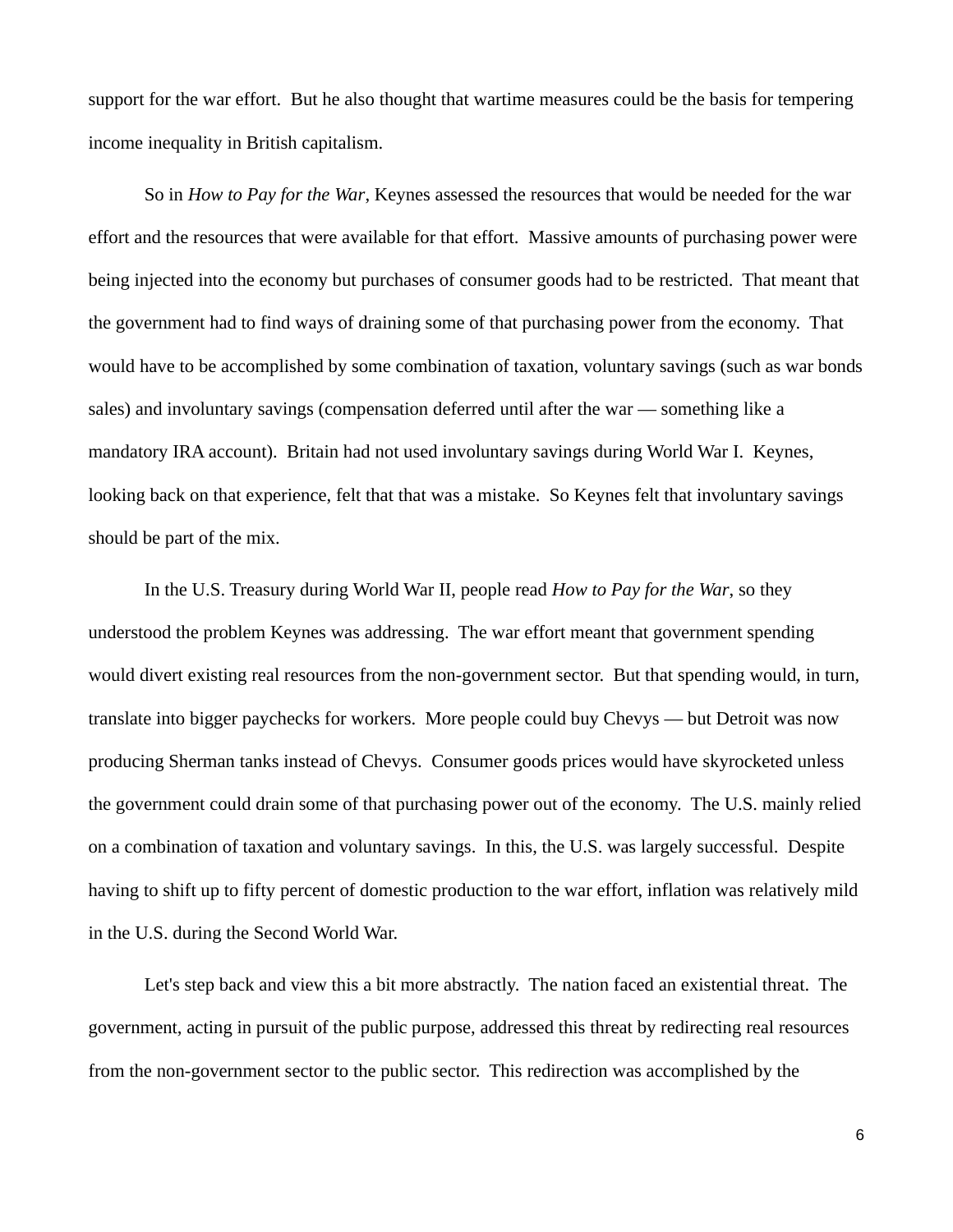support for the war effort. But he also thought that wartime measures could be the basis for tempering income inequality in British capitalism.

So in *How to Pay for the War*, Keynes assessed the resources that would be needed for the war effort and the resources that were available for that effort. Massive amounts of purchasing power were being injected into the economy but purchases of consumer goods had to be restricted. That meant that the government had to find ways of draining some of that purchasing power from the economy. That would have to be accomplished by some combination of taxation, voluntary savings (such as war bonds sales) and involuntary savings (compensation deferred until after the war — something like a mandatory IRA account). Britain had not used involuntary savings during World War I. Keynes, looking back on that experience, felt that that was a mistake. So Keynes felt that involuntary savings should be part of the mix.

In the U.S. Treasury during World War II, people read *How to Pay for the War*, so they understood the problem Keynes was addressing. The war effort meant that government spending would divert existing real resources from the non-government sector. But that spending would, in turn, translate into bigger paychecks for workers. More people could buy Chevys — but Detroit was now producing Sherman tanks instead of Chevys. Consumer goods prices would have skyrocketed unless the government could drain some of that purchasing power out of the economy. The U.S. mainly relied on a combination of taxation and voluntary savings. In this, the U.S. was largely successful. Despite having to shift up to fifty percent of domestic production to the war effort, inflation was relatively mild in the U.S. during the Second World War.

Let's step back and view this a bit more abstractly. The nation faced an existential threat. The government, acting in pursuit of the public purpose, addressed this threat by redirecting real resources from the non-government sector to the public sector. This redirection was accomplished by the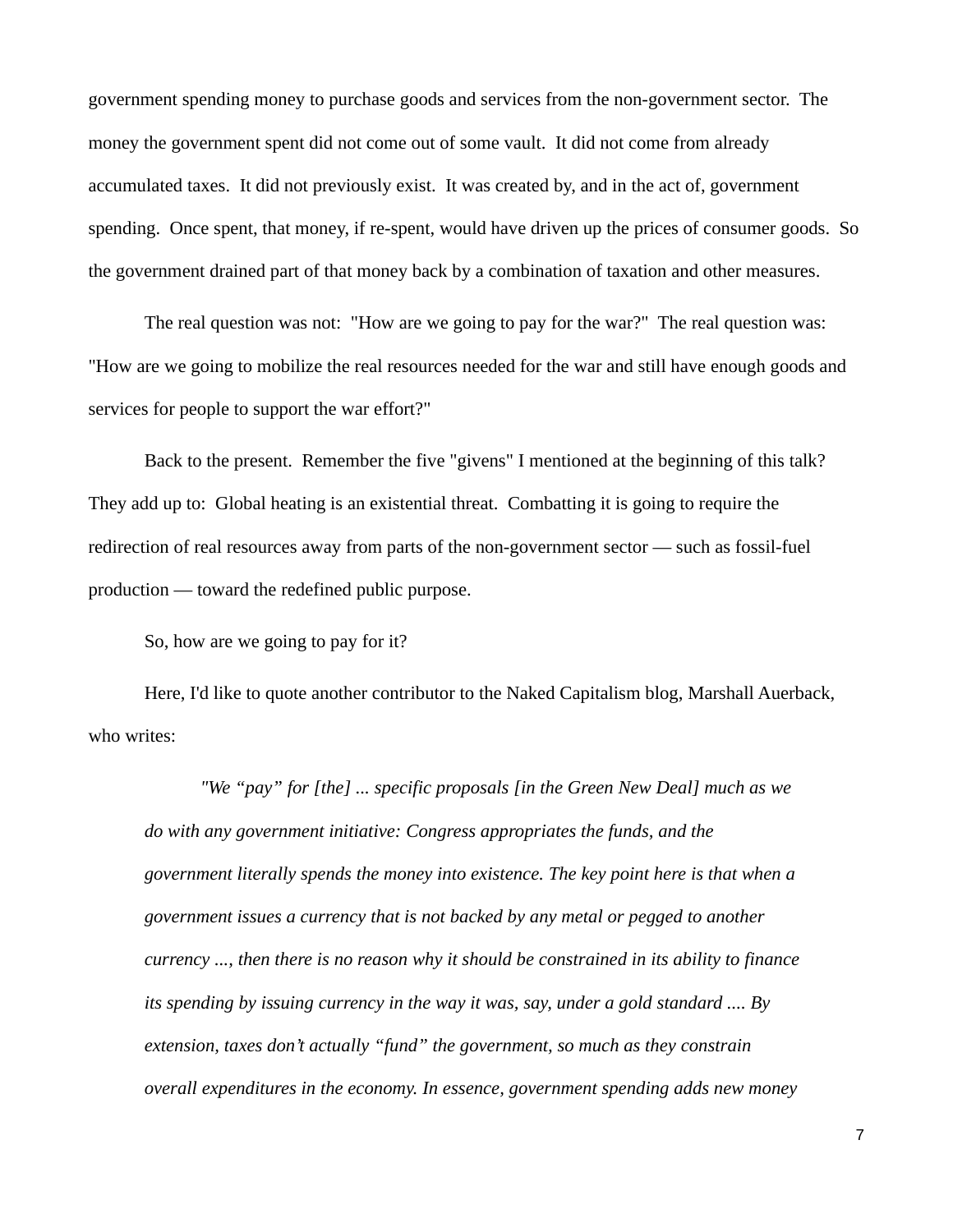government spending money to purchase goods and services from the non-government sector. The money the government spent did not come out of some vault. It did not come from already accumulated taxes. It did not previously exist. It was created by, and in the act of, government spending. Once spent, that money, if re-spent, would have driven up the prices of consumer goods. So the government drained part of that money back by a combination of taxation and other measures.

The real question was not: "How are we going to pay for the war?" The real question was: "How are we going to mobilize the real resources needed for the war and still have enough goods and services for people to support the war effort?"

Back to the present. Remember the five "givens" I mentioned at the beginning of this talk? They add up to: Global heating is an existential threat. Combatting it is going to require the redirection of real resources away from parts of the non-government sector — such as fossil-fuel production — toward the redefined public purpose.

So, how are we going to pay for it?

Here, I'd like to quote another contributor to the Naked Capitalism blog, Marshall Auerback, who writes:

> *"We "pay" for [the] ... specific proposals [in the Green New Deal] much as we do with any government initiative: Congress appropriates the funds, and the government literally spends the money into existence. The key point here is that when a government issues a currency that is not backed by any metal or pegged to another currency ..., then there is no reason why it should be constrained in its ability to finance its spending by issuing currency in the way it was, say, under a gold standard .... By extension, taxes don't actually "fund" the government, so much as they constrain overall expenditures in the economy. In essence, government spending adds new money*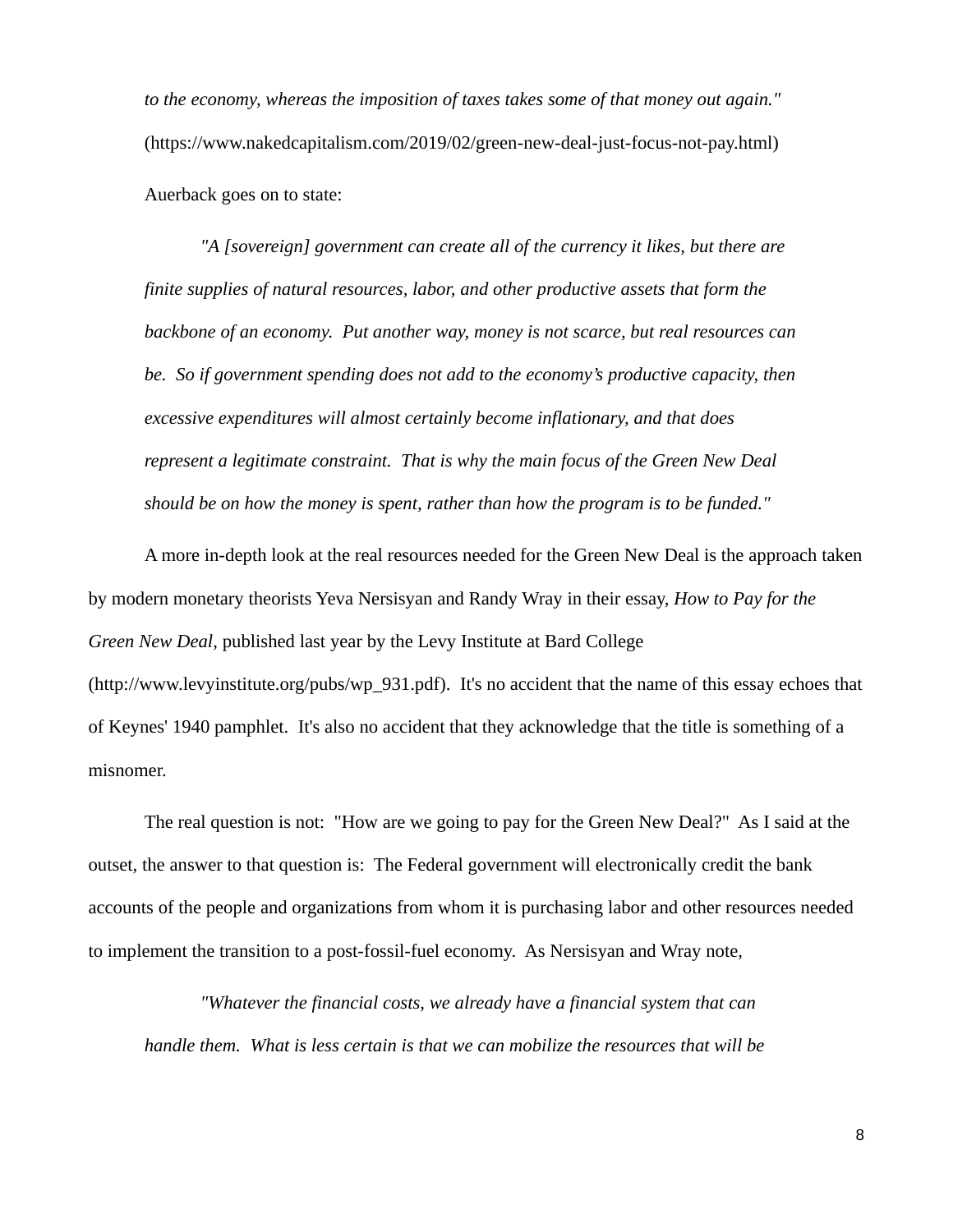*to the economy, whereas the imposition of taxes takes some of that money out again."* (https://www.nakedcapitalism.com/2019/02/green-new-deal-just-focus-not-pay.html)

Auerback goes on to state:

> *"A [sovereign] government can create all of the currency it likes, but there are finite supplies of natural resources, labor, and other productive assets that form the backbone of an economy. Put another way, money is not scarce, but real resources can be. So if government spending does not add to the economy's productive capacity, then excessive expenditures will almost certainly become inflationary, and that does represent a legitimate constraint. That is why the main focus of the Green New Deal should be on how the money is spent, rather than how the program is to be funded."*

A more in-depth look at the real resources needed for the Green New Deal is the approach taken by modern monetary theorists Yeva Nersisyan and Randy Wray in their essay, *How to Pay for the Green New Deal*, published last year by the Levy Institute at Bard College (http://www.levyinstitute.org/pubs/wp_931.pdf). It's no accident that the name of this essay echoes that of Keynes' 1940 pamphlet. It's also no accident that they acknowledge that the title is something of a misnomer.

The real question is not: "How are we going to pay for the Green New Deal?" As I said at the outset, the answer to that question is: The Federal government will electronically credit the bank accounts of the people and organizations from whom it is purchasing labor and other resources needed to implement the transition to a post-fossil-fuel economy. As Nersisyan and Wray note,

> *"Whatever the financial costs, we already have a financial system that can handle them. What is less certain is that we can mobilize the resources that will be*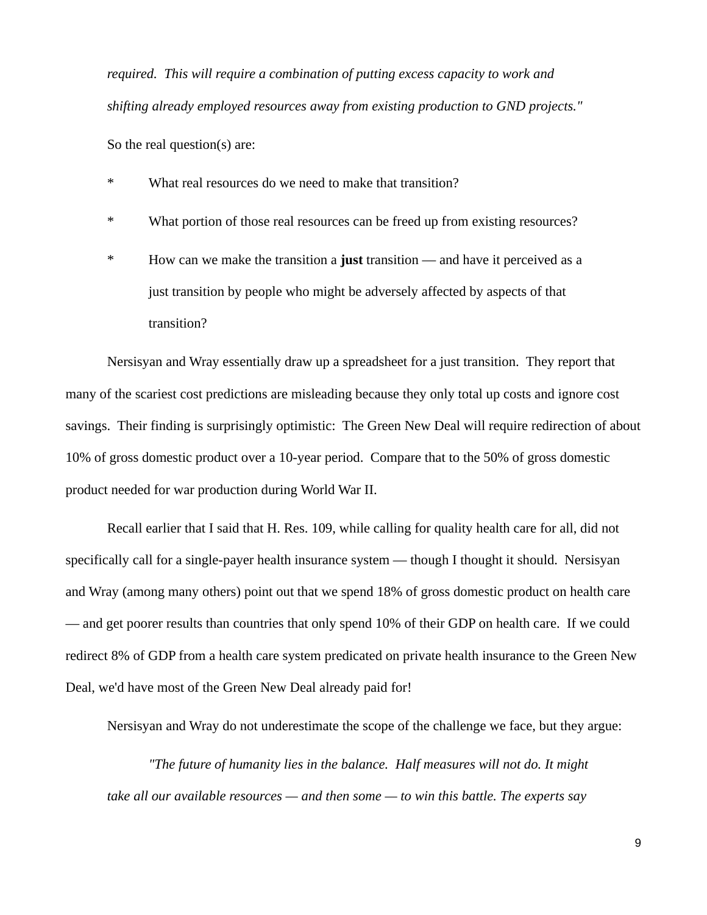*required. This will require a combination of putting excess capacity to work and shifting already employed resources away from existing production to GND projects."*

So the real question(s) are:

* What real resources do we need to make that transition?
* What portion of those real resources can be freed up from existing resources?
* How can we make the transition a **just** transition — and have it perceived as a just transition by people who might be adversely affected by aspects of that transition?

Nersisyan and Wray essentially draw up a spreadsheet for a just transition. They report that many of the scariest cost predictions are misleading because they only total up costs and ignore cost savings. Their finding is surprisingly optimistic: The Green New Deal will require redirection of about 10% of gross domestic product over a 10-year period. Compare that to the 50% of gross domestic product needed for war production during World War II.

Recall earlier that I said that H. Res. 109, while calling for quality health care for all, did not specifically call for a single-payer health insurance system — though I thought it should. Nersisyan and Wray (among many others) point out that we spend 18% of gross domestic product on health care — and get poorer results than countries that only spend 10% of their GDP on health care. If we could redirect 8% of GDP from a health care system predicated on private health insurance to the Green New Deal, we'd have most of the Green New Deal already paid for!

Nersisyan and Wray do not underestimate the scope of the challenge we face, but they argue:

> *"The future of humanity lies in the balance. Half measures will not do. It might take all our available resources — and then some — to win this battle. The experts say*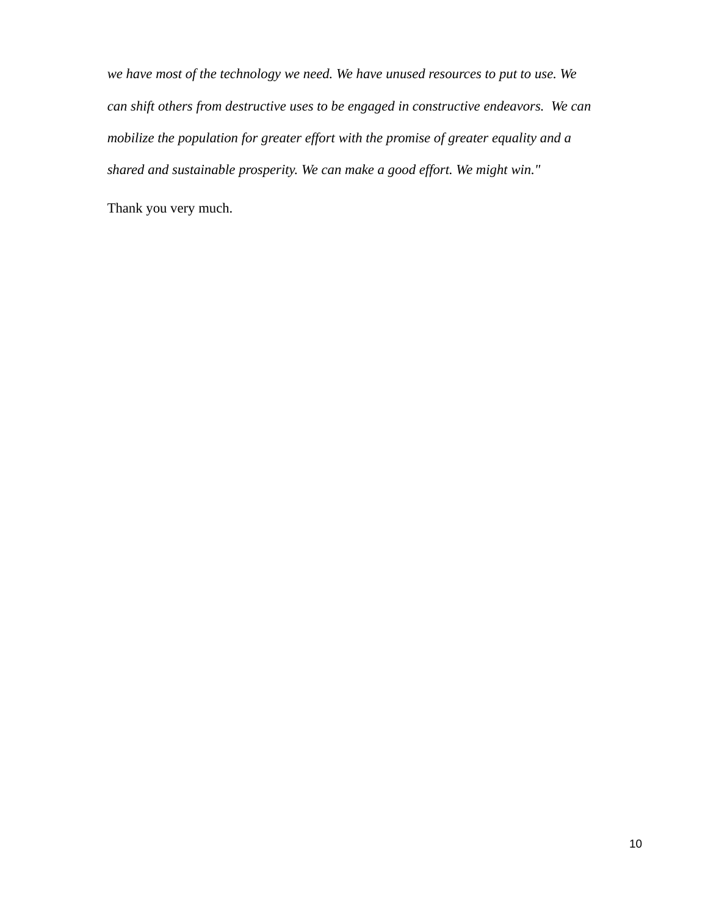*we have most of the technology we need. We have unused resources to put to use. We can shift others from destructive uses to be engaged in constructive endeavors. We can mobilize the population for greater effort with the promise of greater equality and a shared and sustainable prosperity. We can make a good effort. We might win."*

Thank you very much.